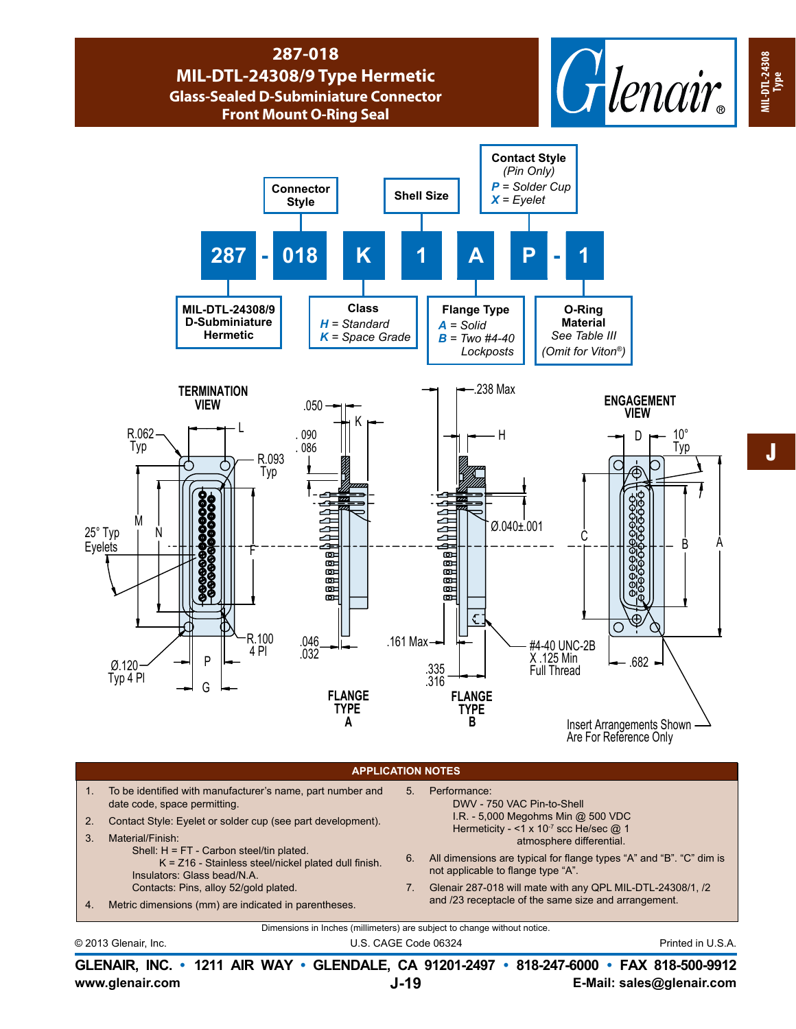# 287-018
## MIL-DTL-24308/9 Type Hermetic
### Glass-Sealed D-Subminiature Connector
### Front Mount O-Ring Seal

**287 - 018 K 1 A P - 1**

- **287** — MIL-DTL-24308/9 D-Subminiature Hermetic
- **018** — Connector Style
- **K** — Class: *H* = Standard; *K* = Space Grade
- **1** — Shell Size
- **A** — Flange Type: *A* = Solid; *B* = Two #4-40 Lockposts
- **P** — Contact Style (Pin Only): *P* = Solder Cup; *X* = Eyelet
- **1** — O-Ring Material: See Table III (Omit for Viton®)

TERMINATION VIEW

R.062 Typ, L, R.093 Typ, 25° Typ Eyelets, M, N, F, R.100 4 Pl, Ø.120 Typ 4 Pl, P, G

.050, K, .090 .086, .046 .032

FLANGE TYPE A

.238 Max, H, Ø.040±.001, .161 Max, .335 .316, #4-40 UNC-2B X .125 Min Full Thread

FLANGE TYPE B

ENGAGEMENT VIEW

D, 10° Typ, C, B, A, .682

Insert Arrangements Shown Are For Reference Only

## APPLICATION NOTES

1. To be identified with manufacturer's name, part number and date code, space permitting.
2. Contact Style: Eyelet or solder cup (see part development).
3. Material/Finish:
   Shell: H = FT - Carbon steel/tin plated.
   K = Z16 - Stainless steel/nickel plated dull finish.
   Insulators: Glass bead/N.A.
   Contacts: Pins, alloy 52/gold plated.
4. Metric dimensions (mm) are indicated in parentheses.
5. Performance:
   DWV - 750 VAC Pin-to-Shell
   I.R. - 5,000 Megohms Min @ 500 VDC
   Hermeticity - <1 x $10^{-7}$ scc He/sec @ 1 atmosphere differential.
6. All dimensions are typical for flange types "A" and "B". "C" dim is not applicable to flange type "A".
7. Glenair 287-018 will mate with any QPL MIL-DTL-24308/1, /2 and /23 receptacle of the same size and arrangement.

Dimensions in Inches (millimeters) are subject to change without notice.

© 2013 Glenair, Inc. U.S. CAGE Code 06324 Printed in U.S.A.

**GLENAIR, INC. • 1211 AIR WAY • GLENDALE, CA 91201-2497 • 818-247-6000 • FAX 818-500-9912**
**www.glenair.com** **J-19** **E-Mail: sales@glenair.com**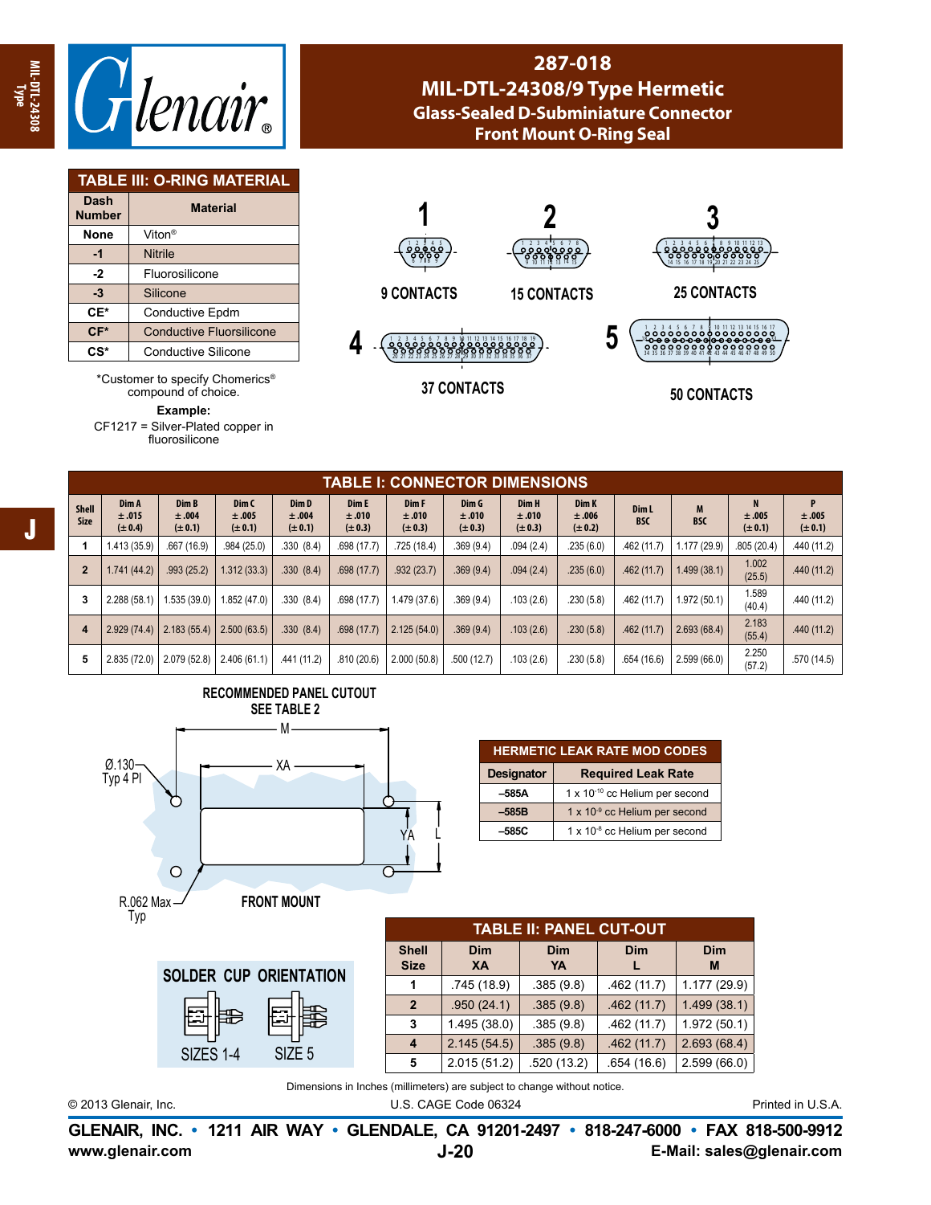# 287-018
## MIL-DTL-24308/9 Type Hermetic
### Glass-Sealed D-Subminiature Connector
### Front Mount O-Ring Seal

**TABLE III: O-RING MATERIAL**

| Dash Number | Material |
|---|---|
| None | Viton® |
| -1 | Nitrile |
| -2 | Fluorosilicone |
| -3 | Silicone |
| CE* | Conductive Epdm |
| CF* | Conductive Fluorsilicone |
| CS* | Conductive Silicone |

*Customer to specify Chomerics® compound of choice.

**Example:**
CF1217 = Silver-Plated copper in fluorosilicone

1 — 9 CONTACTS
2 — 15 CONTACTS
3 — 25 CONTACTS
4 — 37 CONTACTS
5 — 50 CONTACTS

**TABLE I: CONNECTOR DIMENSIONS**

| Shell Size | Dim A ±.015 (±0.4) | Dim B ±.004 (±0.1) | Dim C ±.005 (±0.1) | Dim D ±.004 (±0.1) | Dim E ±.010 (±0.3) | Dim F ±.010 (±0.3) | Dim G ±.010 (±0.3) | Dim H ±.010 (±0.3) | Dim K ±.006 (±0.2) | Dim L BSC | M BSC | N ±.005 (±0.1) | P ±.005 (±0.1) |
|---|---|---|---|---|---|---|---|---|---|---|---|---|---|
| 1 | 1.413 (35.9) | .667 (16.9) | .984 (25.0) | .330 (8.4) | .698 (17.7) | .725 (18.4) | .369 (9.4) | .094 (2.4) | .235 (6.0) | .462 (11.7) | 1.177 (29.9) | .805 (20.4) | .440 (11.2) |
| 2 | 1.741 (44.2) | .993 (25.2) | 1.312 (33.3) | .330 (8.4) | .698 (17.7) | .932 (23.7) | .369 (9.4) | .094 (2.4) | .235 (6.0) | .462 (11.7) | 1.499 (38.1) | 1.002 (25.5) | .440 (11.2) |
| 3 | 2.288 (58.1) | 1.535 (39.0) | 1.852 (47.0) | .330 (8.4) | .698 (17.7) | 1.479 (37.6) | .369 (9.4) | .103 (2.6) | .230 (5.8) | .462 (11.7) | 1.972 (50.1) | 1.589 (40.4) | .440 (11.2) |
| 4 | 2.929 (74.4) | 2.183 (55.4) | 2.500 (63.5) | .330 (8.4) | .698 (17.7) | 2.125 (54.0) | .369 (9.4) | .103 (2.6) | .230 (5.8) | .462 (11.7) | 2.693 (68.4) | 2.183 (55.4) | .440 (11.2) |
| 5 | 2.835 (72.0) | 2.079 (52.8) | 2.406 (61.1) | .441 (11.2) | .810 (20.6) | 2.000 (50.8) | .500 (12.7) | .103 (2.6) | .230 (5.8) | .654 (16.6) | 2.599 (66.0) | 2.250 (57.2) | .570 (14.5) |

**RECOMMENDED PANEL CUTOUT**
**SEE TABLE 2**

M
XA
Ø.130 Typ 4 Pl
YA
L
R.062 Max Typ
FRONT MOUNT

**HERMETIC LEAK RATE MOD CODES**

| Designator | Required Leak Rate |
|---|---|
| –585A | 1 x $10^{-10}$ cc Helium per second |
| –585B | 1 x $10^{-9}$ cc Helium per second |
| –585C | 1 x $10^{-8}$ cc Helium per second |

**SOLDER CUP ORIENTATION**

SIZES 1-4 &nbsp;&nbsp; SIZE 5

**TABLE II: PANEL CUT-OUT**

| Shell Size | Dim XA | Dim YA | Dim L | Dim M |
|---|---|---|---|---|
| 1 | .745 (18.9) | .385 (9.8) | .462 (11.7) | 1.177 (29.9) |
| 2 | .950 (24.1) | .385 (9.8) | .462 (11.7) | 1.499 (38.1) |
| 3 | 1.495 (38.0) | .385 (9.8) | .462 (11.7) | 1.972 (50.1) |
| 4 | 2.145 (54.5) | .385 (9.8) | .462 (11.7) | 2.693 (68.4) |
| 5 | 2.015 (51.2) | .520 (13.2) | .654 (16.6) | 2.599 (66.0) |

Dimensions in Inches (millimeters) are subject to change without notice.

© 2013 Glenair, Inc. &nbsp;&nbsp; U.S. CAGE Code 06324 &nbsp;&nbsp; Printed in U.S.A.

**GLENAIR, INC. • 1211 AIR WAY • GLENDALE, CA 91201-2497 • 818-247-6000 • FAX 818-500-9912**
**www.glenair.com** &nbsp;&nbsp; **J-20** &nbsp;&nbsp; **E-Mail: sales@glenair.com**